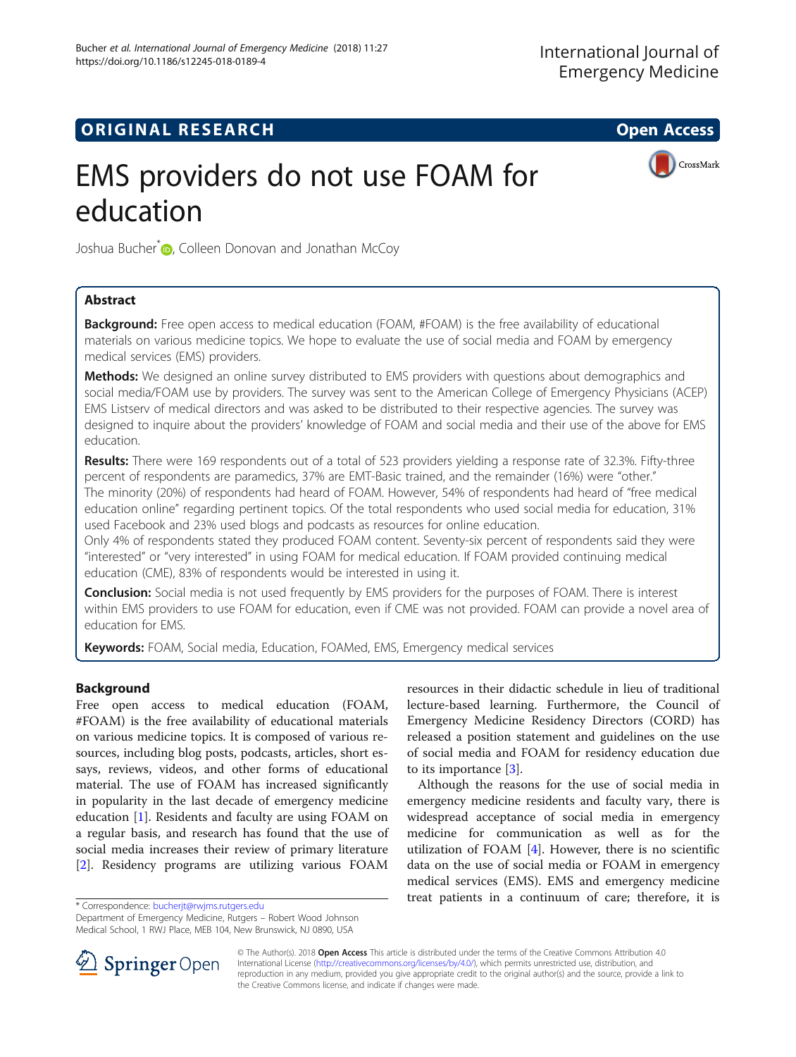ORIGINAL RESEARCH

Open Access

# EMS providers do not use FOAM for education

Joshua Bucher*, Colleen Donovan and Jonathan McCoy

## Abstract

**Background:** Free open access to medical education (FOAM, #FOAM) is the free availability of educational materials on various medicine topics. We hope to evaluate the use of social media and FOAM by emergency medical services (EMS) providers.

**Methods:** We designed an online survey distributed to EMS providers with questions about demographics and social media/FOAM use by providers. The survey was sent to the American College of Emergency Physicians (ACEP) EMS Listserv of medical directors and was asked to be distributed to their respective agencies. The survey was designed to inquire about the providers' knowledge of FOAM and social media and their use of the above for EMS education.

**Results:** There were 169 respondents out of a total of 523 providers yielding a response rate of 32.3%. Fifty-three percent of respondents are paramedics, 37% are EMT-Basic trained, and the remainder (16%) were "other." The minority (20%) of respondents had heard of FOAM. However, 54% of respondents had heard of "free medical education online" regarding pertinent topics. Of the total respondents who used social media for education, 31% used Facebook and 23% used blogs and podcasts as resources for online education.

Only 4% of respondents stated they produced FOAM content. Seventy-six percent of respondents said they were "interested" or "very interested" in using FOAM for medical education. If FOAM provided continuing medical education (CME), 83% of respondents would be interested in using it.

**Conclusion:** Social media is not used frequently by EMS providers for the purposes of FOAM. There is interest within EMS providers to use FOAM for education, even if CME was not provided. FOAM can provide a novel area of education for EMS.

**Keywords:** FOAM, Social media, Education, FOAMed, EMS, Emergency medical services

## Background

Free open access to medical education (FOAM, #FOAM) is the free availability of educational materials on various medicine topics. It is composed of various resources, including blog posts, podcasts, articles, short essays, reviews, videos, and other forms of educational material. The use of FOAM has increased significantly in popularity in the last decade of emergency medicine education [1]. Residents and faculty are using FOAM on a regular basis, and research has found that the use of social media increases their review of primary literature [2]. Residency programs are utilizing various FOAM resources in their didactic schedule in lieu of traditional lecture-based learning. Furthermore, the Council of Emergency Medicine Residency Directors (CORD) has released a position statement and guidelines on the use of social media and FOAM for residency education due to its importance [3].

Although the reasons for the use of social media in emergency medicine residents and faculty vary, there is widespread acceptance of social media in emergency medicine for communication as well as for the utilization of FOAM [4]. However, there is no scientific data on the use of social media or FOAM in emergency medical services (EMS). EMS and emergency medicine treat patients in a continuum of care; therefore, it is

* Correspondence: bucherjt@rwjms.rutgers.edu
Department of Emergency Medicine, Rutgers – Robert Wood Johnson Medical School, 1 RWJ Place, MEB 104, New Brunswick, NJ 0890, USA

© The Author(s). 2018 **Open Access** This article is distributed under the terms of the Creative Commons Attribution 4.0 International License (http://creativecommons.org/licenses/by/4.0/), which permits unrestricted use, distribution, and reproduction in any medium, provided you give appropriate credit to the original author(s) and the source, provide a link to the Creative Commons license, and indicate if changes were made.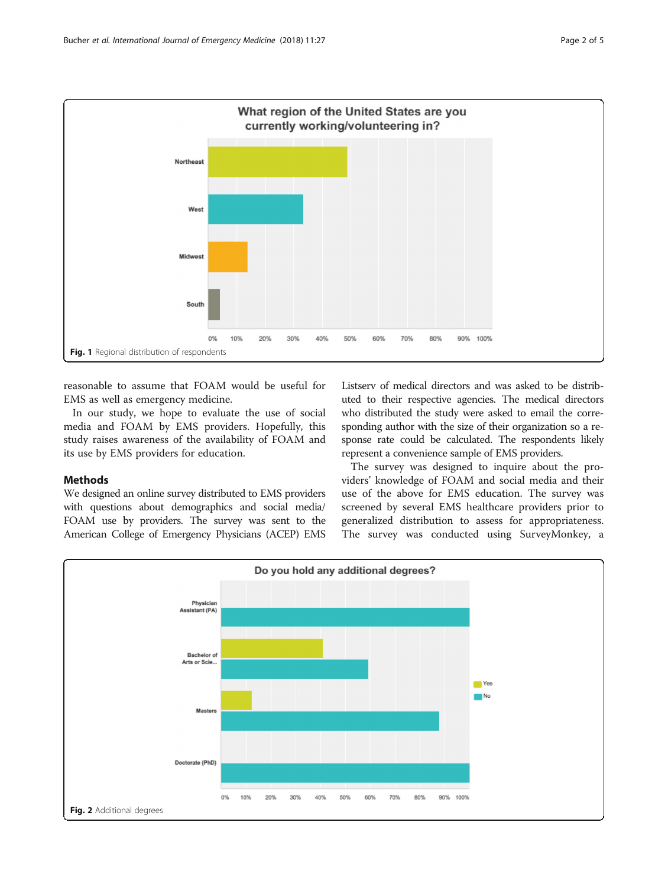Fig. 1 Regional distribution of respondents

reasonable to assume that FOAM would be useful for EMS as well as emergency medicine.

In our study, we hope to evaluate the use of social media and FOAM by EMS providers. Hopefully, this study raises awareness of the availability of FOAM and its use by EMS providers for education.

## Methods

We designed an online survey distributed to EMS providers with questions about demographics and social media/ FOAM use by providers. The survey was sent to the American College of Emergency Physicians (ACEP) EMS Listserv of medical directors and was asked to be distributed to their respective agencies. The medical directors who distributed the study were asked to email the corresponding author with the size of their organization so a response rate could be calculated. The respondents likely represent a convenience sample of EMS providers.

The survey was designed to inquire about the providers' knowledge of FOAM and social media and their use of the above for EMS education. The survey was screened by several EMS healthcare providers prior to generalized distribution to assess for appropriateness. The survey was conducted using SurveyMonkey, a

Fig. 2 Additional degrees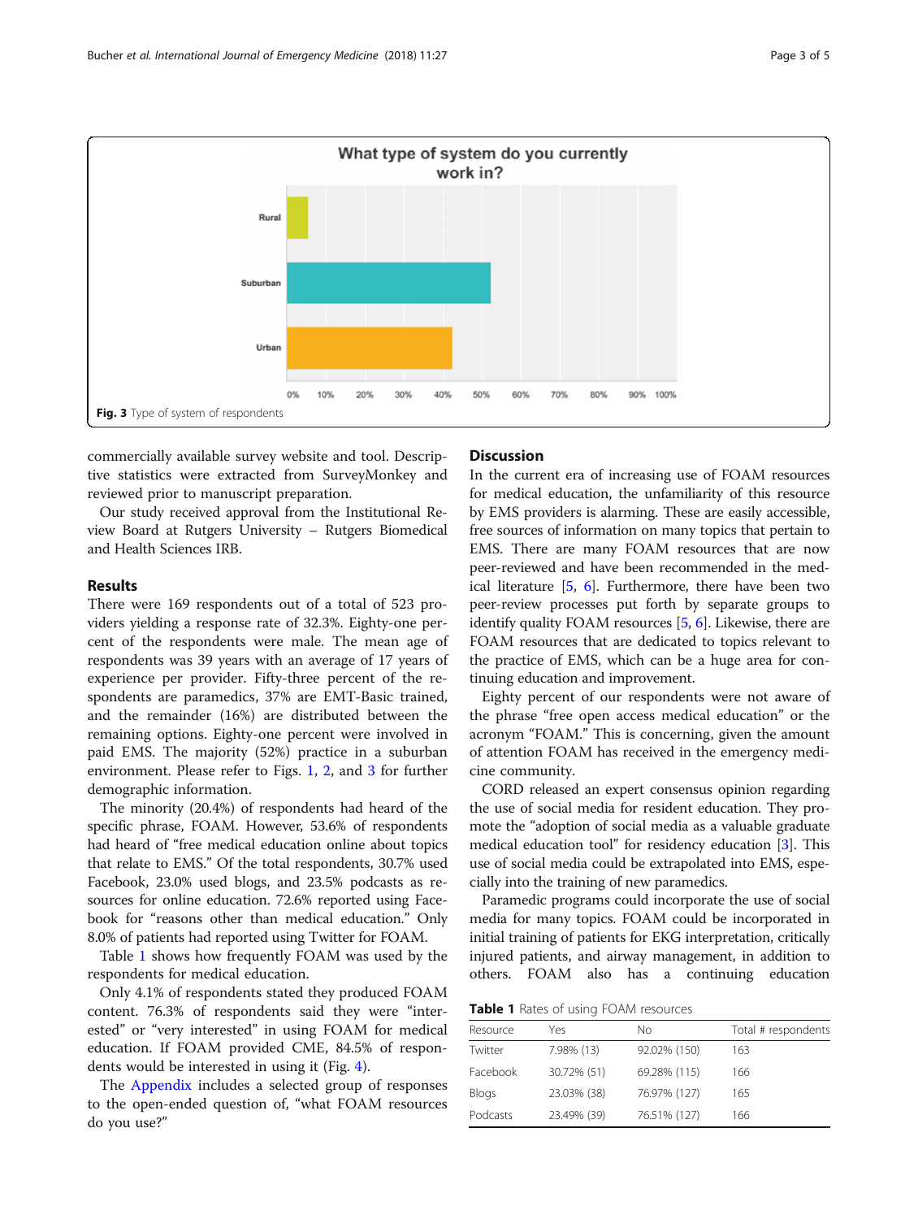Fig. 3 Type of system of respondents

commercially available survey website and tool. Descriptive statistics were extracted from SurveyMonkey and reviewed prior to manuscript preparation.

Our study received approval from the Institutional Review Board at Rutgers University – Rutgers Biomedical and Health Sciences IRB.

## Results

There were 169 respondents out of a total of 523 providers yielding a response rate of 32.3%. Eighty-one percent of the respondents were male. The mean age of respondents was 39 years with an average of 17 years of experience per provider. Fifty-three percent of the respondents are paramedics, 37% are EMT-Basic trained, and the remainder (16%) are distributed between the remaining options. Eighty-one percent were involved in paid EMS. The majority (52%) practice in a suburban environment. Please refer to Figs. 1, 2, and 3 for further demographic information.

The minority (20.4%) of respondents had heard of the specific phrase, FOAM. However, 53.6% of respondents had heard of "free medical education online about topics that relate to EMS." Of the total respondents, 30.7% used Facebook, 23.0% used blogs, and 23.5% podcasts as resources for online education. 72.6% reported using Facebook for "reasons other than medical education." Only 8.0% of patients had reported using Twitter for FOAM.

Table 1 shows how frequently FOAM was used by the respondents for medical education.

Only 4.1% of respondents stated they produced FOAM content. 76.3% of respondents said they were "interested" or "very interested" in using FOAM for medical education. If FOAM provided CME, 84.5% of respondents would be interested in using it (Fig. 4).

The Appendix includes a selected group of responses to the open-ended question of, "what FOAM resources do you use?"

## Discussion

In the current era of increasing use of FOAM resources for medical education, the unfamiliarity of this resource by EMS providers is alarming. These are easily accessible, free sources of information on many topics that pertain to EMS. There are many FOAM resources that are now peer-reviewed and have been recommended in the medical literature [5, 6]. Furthermore, there have been two peer-review processes put forth by separate groups to identify quality FOAM resources [5, 6]. Likewise, there are FOAM resources that are dedicated to topics relevant to the practice of EMS, which can be a huge area for continuing education and improvement.

Eighty percent of our respondents were not aware of the phrase "free open access medical education" or the acronym "FOAM." This is concerning, given the amount of attention FOAM has received in the emergency medicine community.

CORD released an expert consensus opinion regarding the use of social media for resident education. They promote the "adoption of social media as a valuable graduate medical education tool" for residency education [3]. This use of social media could be extrapolated into EMS, especially into the training of new paramedics.

Paramedic programs could incorporate the use of social media for many topics. FOAM could be incorporated in initial training of patients for EKG interpretation, critically injured patients, and airway management, in addition to others. FOAM also has a continuing education

**Table 1** Rates of using FOAM resources

| Resource | Yes | No | Total # respondents |
|---|---|---|---|
| Twitter | 7.98% (13) | 92.02% (150) | 163 |
| Facebook | 30.72% (51) | 69.28% (115) | 166 |
| Blogs | 23.03% (38) | 76.97% (127) | 165 |
| Podcasts | 23.49% (39) | 76.51% (127) | 166 |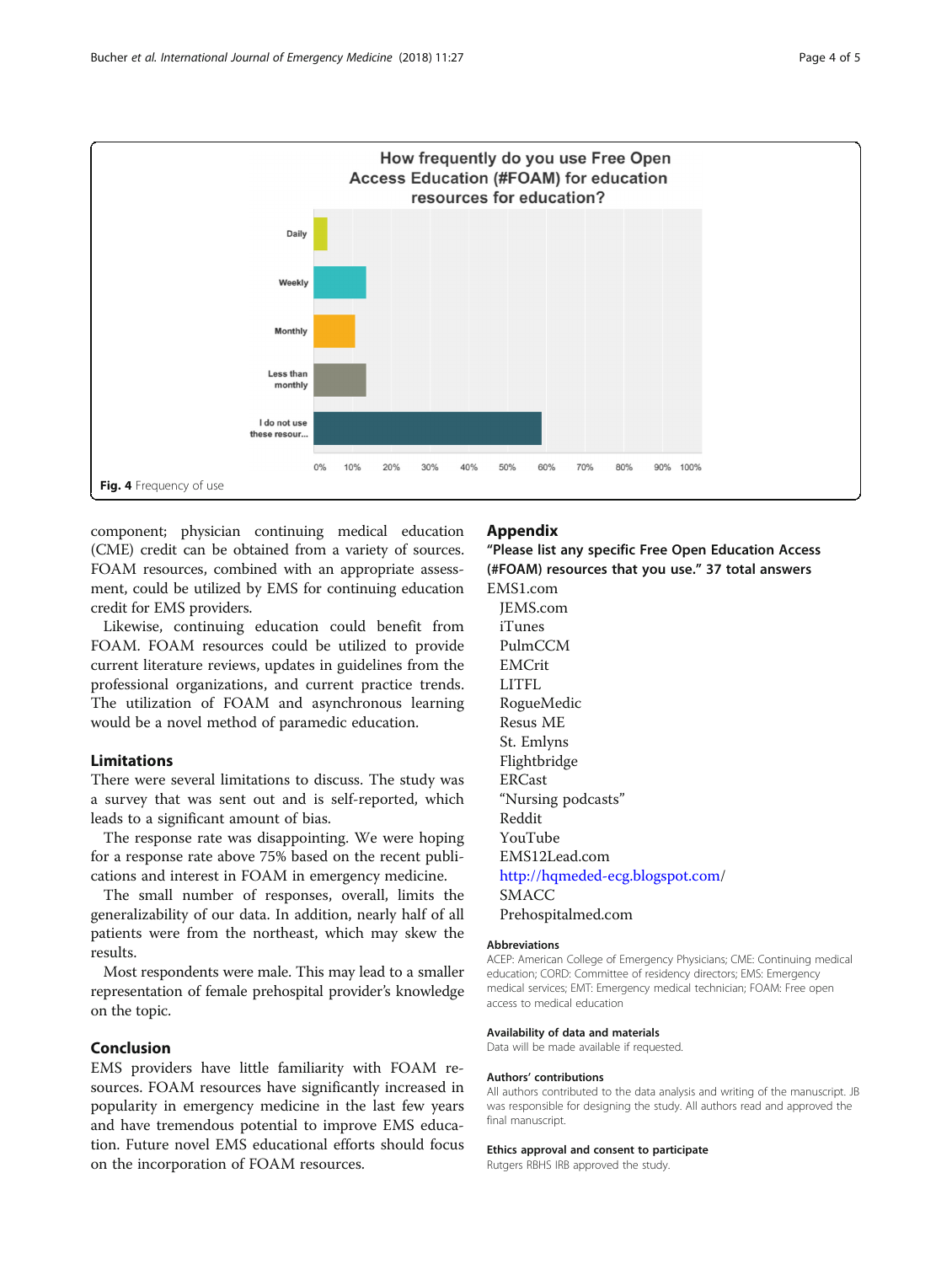How frequently do you use Free Open Access Education (#FOAM) for education resources for education?

Fig. 4 Frequency of use

component; physician continuing medical education (CME) credit can be obtained from a variety of sources. FOAM resources, combined with an appropriate assessment, could be utilized by EMS for continuing education credit for EMS providers.

Likewise, continuing education could benefit from FOAM. FOAM resources could be utilized to provide current literature reviews, updates in guidelines from the professional organizations, and current practice trends. The utilization of FOAM and asynchronous learning would be a novel method of paramedic education.

## Limitations

There were several limitations to discuss. The study was a survey that was sent out and is self-reported, which leads to a significant amount of bias.

The response rate was disappointing. We were hoping for a response rate above 75% based on the recent publications and interest in FOAM in emergency medicine.

The small number of responses, overall, limits the generalizability of our data. In addition, nearly half of all patients were from the northeast, which may skew the results.

Most respondents were male. This may lead to a smaller representation of female prehospital provider's knowledge on the topic.

## Conclusion

EMS providers have little familiarity with FOAM resources. FOAM resources have significantly increased in popularity in emergency medicine in the last few years and have tremendous potential to improve EMS education. Future novel EMS educational efforts should focus on the incorporation of FOAM resources.

## Appendix

### "Please list any specific Free Open Education Access (#FOAM) resources that you use." 37 total answers

EMS1.com
JEMS.com
iTunes
PulmCCM
EMCrit
LITFL
RogueMedic
Resus ME
St. Emlyns
Flightbridge
ERCast
"Nursing podcasts"
Reddit
YouTube
EMS12Lead.com
http://hqmeded-ecg.blogspot.com/
SMACC
Prehospitalmed.com

#### Abbreviations

ACEP: American College of Emergency Physicians; CME: Continuing medical education; CORD: Committee of residency directors; EMS: Emergency medical services; EMT: Emergency medical technician; FOAM: Free open access to medical education

#### Availability of data and materials

Data will be made available if requested.

#### Authors' contributions

All authors contributed to the data analysis and writing of the manuscript. JB was responsible for designing the study. All authors read and approved the final manuscript.

#### Ethics approval and consent to participate

Rutgers RBHS IRB approved the study.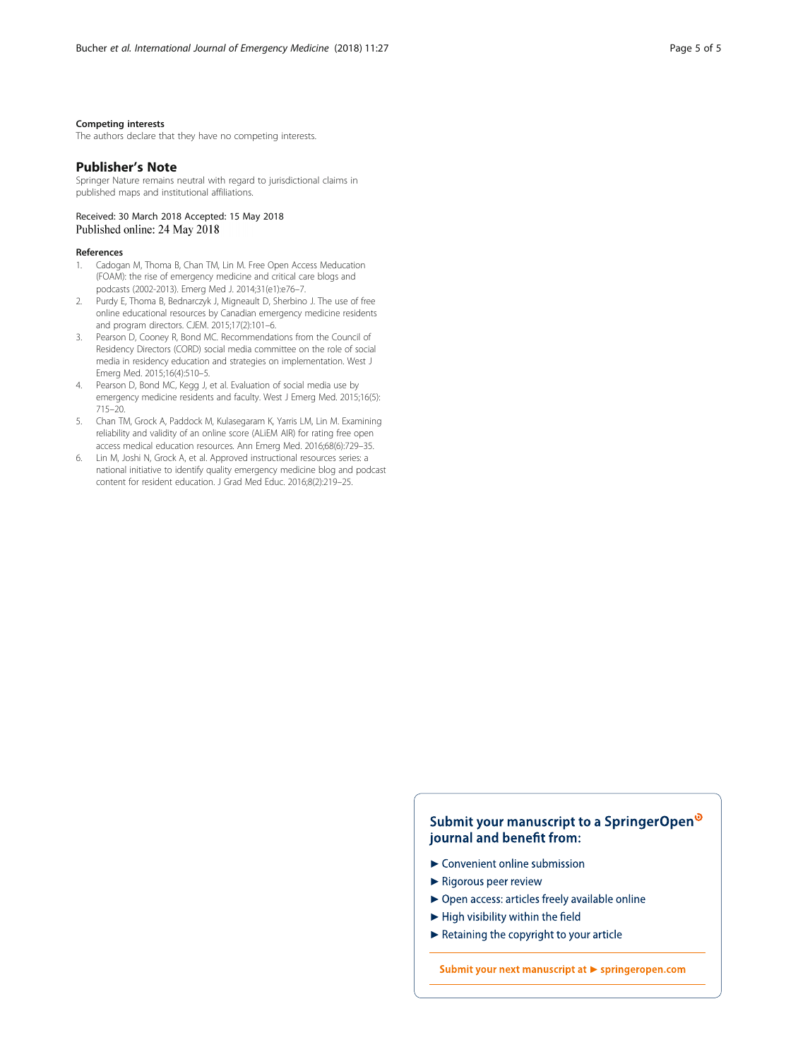#### Competing interests

The authors declare that they have no competing interests.

## Publisher's Note

Springer Nature remains neutral with regard to jurisdictional claims in published maps and institutional affiliations.

Received: 30 March 2018 Accepted: 15 May 2018
Published online: 24 May 2018

#### References

1. Cadogan M, Thoma B, Chan TM, Lin M. Free Open Access Meducation (FOAM): the rise of emergency medicine and critical care blogs and podcasts (2002-2013). Emerg Med J. 2014;31(e1):e76–7.
2. Purdy E, Thoma B, Bednarczyk J, Migneault D, Sherbino J. The use of free online educational resources by Canadian emergency medicine residents and program directors. CJEM. 2015;17(2):101–6.
3. Pearson D, Cooney R, Bond MC. Recommendations from the Council of Residency Directors (CORD) social media committee on the role of social media in residency education and strategies on implementation. West J Emerg Med. 2015;16(4):510–5.
4. Pearson D, Bond MC, Kegg J, et al. Evaluation of social media use by emergency medicine residents and faculty. West J Emerg Med. 2015;16(5): 715–20.
5. Chan TM, Grock A, Paddock M, Kulasegaram K, Yarris LM, Lin M. Examining reliability and validity of an online score (ALiEM AIR) for rating free open access medical education resources. Ann Emerg Med. 2016;68(6):729–35.
6. Lin M, Joshi N, Grock A, et al. Approved instructional resources series: a national initiative to identify quality emergency medicine blog and podcast content for resident education. J Grad Med Educ. 2016;8(2):219–25.

**Submit your manuscript to a SpringerOpen journal and benefit from:**

- ► Convenient online submission
- ► Rigorous peer review
- ► Open access: articles freely available online
- ► High visibility within the field
- ► Retaining the copyright to your article

**Submit your next manuscript at ► springeropen.com**